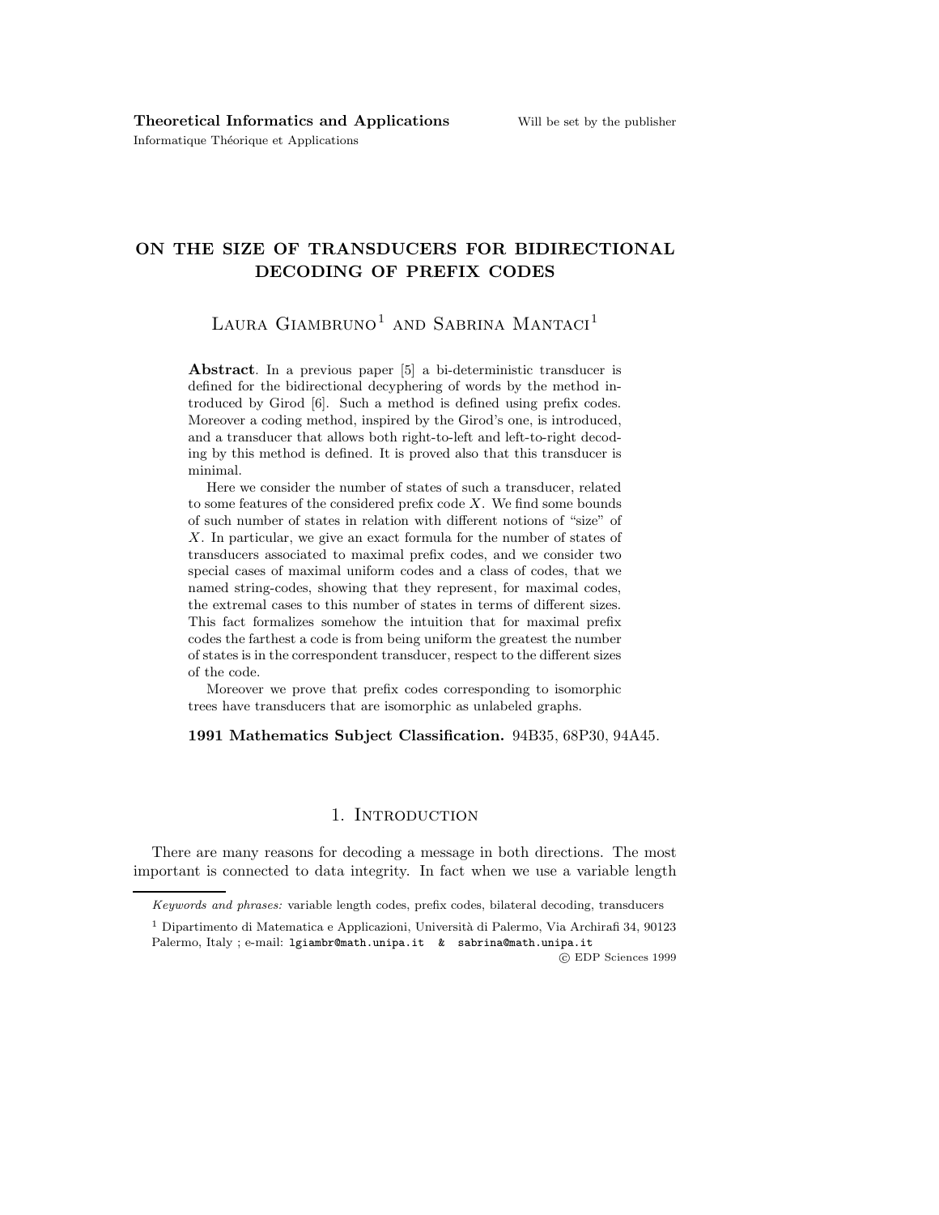**Theoretical Informatics and Applications**

Informatique Théorique et Applications

# ON THE SIZE OF TRANSDUCERS FOR BIDIRECTIONAL DECODING OF PREFIX CODES

Laura Giambruno[1] and Sabrina Mantaci[1]

**Abstract**. In a previous paper [5] a bi-deterministic transducer is defined for the bidirectional decyphering of words by the method introduced by Girod [6]. Such a method is defined using prefix codes. Moreover a coding method, inspired by the Girod's one, is introduced, and a transducer that allows both right-to-left and left-to-right decoding by this method is defined. It is proved also that this transducer is minimal.

Here we consider the number of states of such a transducer, related to some features of the considered prefix code $X$. We find some bounds of such number of states in relation with different notions of "size" of $X$. In particular, we give an exact formula for the number of states of transducers associated to maximal prefix codes, and we consider two special cases of maximal uniform codes and a class of codes, that we named string-codes, showing that they represent, for maximal codes, the extremal cases to this number of states in terms of different sizes. This fact formalizes somehow the intuition that for maximal prefix codes the farthest a code is from being uniform the greatest the number of states is in the correspondent transducer, respect to the different sizes of the code.

Moreover we prove that prefix codes corresponding to isomorphic trees have transducers that are isomorphic as unlabeled graphs.

**1991 Mathematics Subject Classification.** 94B35, 68P30, 94A45.

## 1. Introduction

There are many reasons for decoding a message in both directions. The most important is connected to data integrity. In fact when we use a variable length

*Keywords and phrases:* variable length codes, prefix codes, bilateral decoding, transducers

[1] Dipartimento di Matematica e Applicazioni, Università di Palermo, Via Archirafi 34, 90123 Palermo, Italy ; e-mail: lgiambr@math.unipa.it & sabrina@math.unipa.it

© EDP Sciences 1999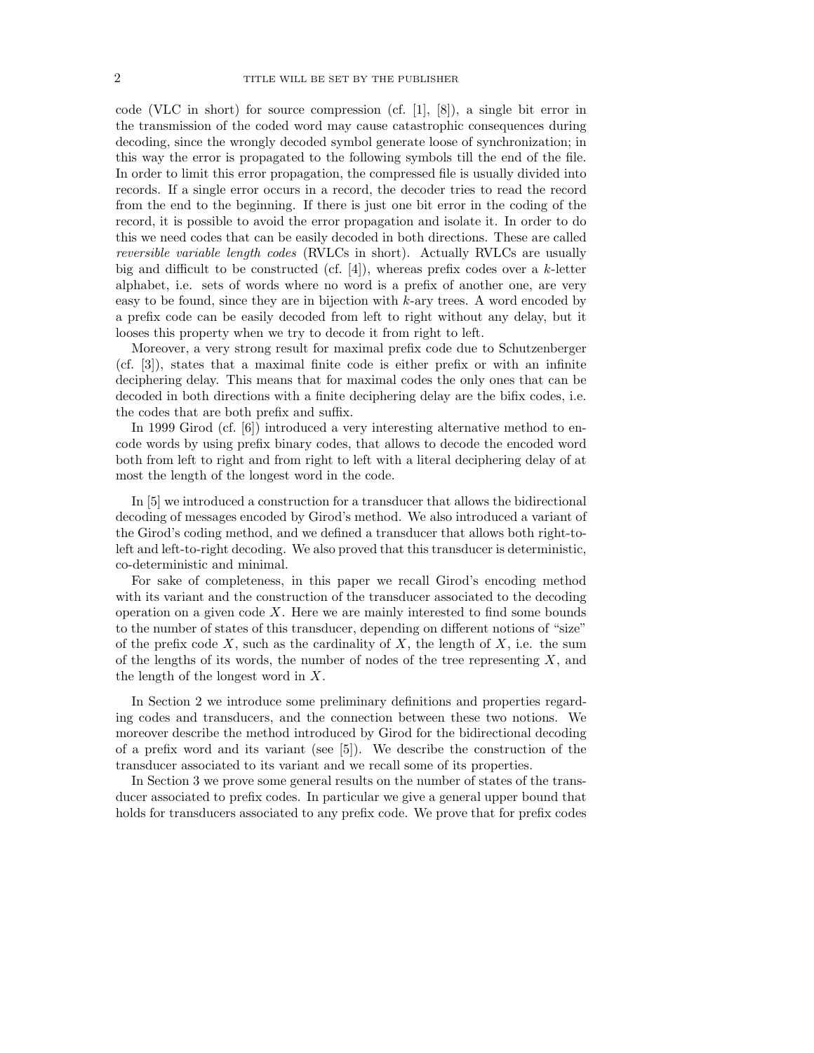code (VLC in short) for source compression (cf. [1], [8]), a single bit error in the transmission of the coded word may cause catastrophic consequences during decoding, since the wrongly decoded symbol generate loose of synchronization; in this way the error is propagated to the following symbols till the end of the file. In order to limit this error propagation, the compressed file is usually divided into records. If a single error occurs in a record, the decoder tries to read the record from the end to the beginning. If there is just one bit error in the coding of the record, it is possible to avoid the error propagation and isolate it. In order to do this we need codes that can be easily decoded in both directions. These are called *reversible variable length codes* (RVLCs in short). Actually RVLCs are usually big and difficult to be constructed (cf. [4]), whereas prefix codes over a $k$-letter alphabet, i.e. sets of words where no word is a prefix of another one, are very easy to be found, since they are in bijection with $k$-ary trees. A word encoded by a prefix code can be easily decoded from left to right without any delay, but it looses this property when we try to decode it from right to left.

Moreover, a very strong result for maximal prefix code due to Schutzenberger (cf. [3]), states that a maximal finite code is either prefix or with an infinite deciphering delay. This means that for maximal codes the only ones that can be decoded in both directions with a finite deciphering delay are the bifix codes, i.e. the codes that are both prefix and suffix.

In 1999 Girod (cf. [6]) introduced a very interesting alternative method to encode words by using prefix binary codes, that allows to decode the encoded word both from left to right and from right to left with a literal deciphering delay of at most the length of the longest word in the code.

In [5] we introduced a construction for a transducer that allows the bidirectional decoding of messages encoded by Girod's method. We also introduced a variant of the Girod's coding method, and we defined a transducer that allows both right-to-left and left-to-right decoding. We also proved that this transducer is deterministic, co-deterministic and minimal.

For sake of completeness, in this paper we recall Girod's encoding method with its variant and the construction of the transducer associated to the decoding operation on a given code $X$. Here we are mainly interested to find some bounds to the number of states of this transducer, depending on different notions of "size" of the prefix code $X$, such as the cardinality of $X$, the length of $X$, i.e. the sum of the lengths of its words, the number of nodes of the tree representing $X$, and the length of the longest word in $X$.

In Section 2 we introduce some preliminary definitions and properties regarding codes and transducers, and the connection between these two notions. We moreover describe the method introduced by Girod for the bidirectional decoding of a prefix word and its variant (see [5]). We describe the construction of the transducer associated to its variant and we recall some of its properties.

In Section 3 we prove some general results on the number of states of the transducer associated to prefix codes. In particular we give a general upper bound that holds for transducers associated to any prefix code. We prove that for prefix codes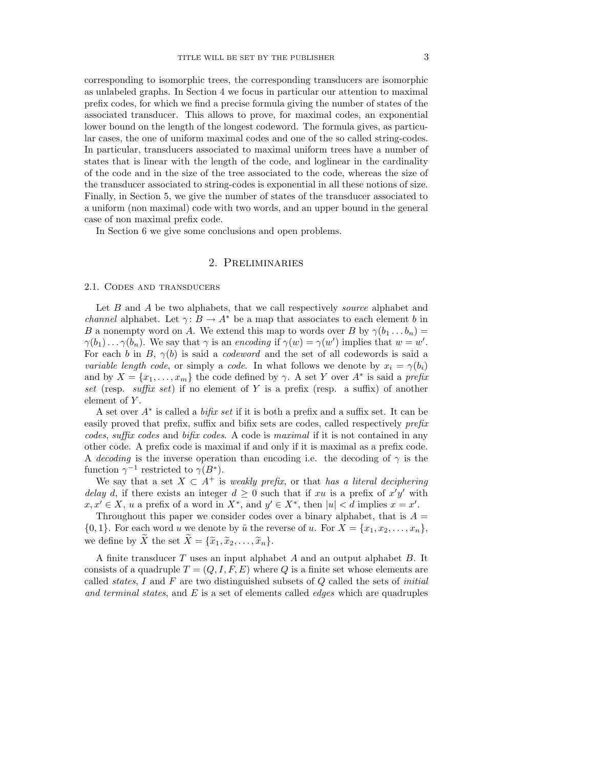corresponding to isomorphic trees, the corresponding transducers are isomorphic as unlabeled graphs. In Section 4 we focus in particular our attention to maximal prefix codes, for which we find a precise formula giving the number of states of the associated transducer. This allows to prove, for maximal codes, an exponential lower bound on the length of the longest codeword. The formula gives, as particular cases, the one of uniform maximal codes and one of the so called string-codes. In particular, transducers associated to maximal uniform trees have a number of states that is linear with the length of the code, and loglinear in the cardinality of the code and in the size of the tree associated to the code, whereas the size of the transducer associated to string-codes is exponential in all these notions of size. Finally, in Section 5, we give the number of states of the transducer associated to a uniform (non maximal) code with two words, and an upper bound in the general case of non maximal prefix code.

In Section 6 we give some conclusions and open problems.

## 2. Preliminaries

### 2.1. Codes and transducers

Let $B$ and $A$ be two alphabets, that we call respectively *source* alphabet and *channel* alphabet. Let $\gamma\colon B \to A^*$ be a map that associates to each element $b$ in $B$ a nonempty word on $A$. We extend this map to words over $B$ by $\gamma(b_1 \dots b_n) = \gamma(b_1)\dots\gamma(b_n)$. We say that $\gamma$ is an *encoding* if $\gamma(w) = \gamma(w')$ implies that $w = w'$. For each $b$ in $B$, $\gamma(b)$ is said a *codeword* and the set of all codewords is said a *variable length code*, or simply a *code*. In what follows we denote by $x_i = \gamma(b_i)$ and by $X = \{x_1, \dots, x_m\}$ the code defined by $\gamma$. A set $Y$ over $A^*$ is said a *prefix set* (resp. *suffix set*) if no element of $Y$ is a prefix (resp. a suffix) of another element of $Y$.

A set over $A^*$ is called a *bifix set* if it is both a prefix and a suffix set. It can be easily proved that prefix, suffix and bifix sets are codes, called respectively *prefix codes*, *suffix codes* and *bifix codes*. A code is *maximal* if it is not contained in any other code. A prefix code is maximal if and only if it is maximal as a prefix code. A *decoding* is the inverse operation than encoding i.e. the decoding of $\gamma$ is the function $\gamma^{-1}$ restricted to $\gamma(B^*)$.

We say that a set $X \subset A^+$ is *weakly prefix*, or that *has a literal deciphering delay d*, if there exists an integer $d \geq 0$ such that if $xu$ is a prefix of $x'y'$ with $x, x' \in X$, $u$ a prefix of a word in $X^*$, and $y' \in X^*$, then $|u| < d$ implies $x = x'$.

Throughout this paper we consider codes over a binary alphabet, that is $A = \{0, 1\}$. For each word $u$ we denote by $\tilde{u}$ the reverse of $u$. For $X = \{x_1, x_2, \dots, x_n\}$, we define by $\widetilde{X}$ the set $\widetilde{X} = \{\widetilde{x}_1, \widetilde{x}_2, \dots, \widetilde{x}_n\}$.

A finite transducer $T$ uses an input alphabet $A$ and an output alphabet $B$. It consists of a quadruple $T = (Q, I, F, E)$ where $Q$ is a finite set whose elements are called *states*, $I$ and $F$ are two distinguished subsets of $Q$ called the sets of *initial and terminal states*, and $E$ is a set of elements called *edges* which are quadruples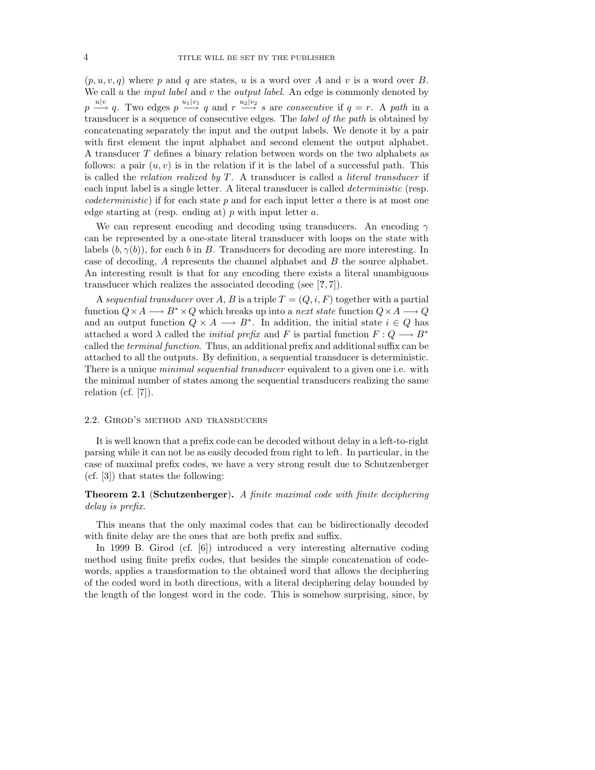$(p, u, v, q)$ where $p$ and $q$ are states, $u$ is a word over $A$ and $v$ is a word over $B$. We call $u$ the *input label* and $v$ the *output label*. An edge is commonly denoted by $p \xrightarrow{u|v} q$. Two edges $p \xrightarrow{u_1|v_1} q$ and $r \xrightarrow{u_2|v_2} s$ are *consecutive* if $q = r$. A *path* in a transducer is a sequence of consecutive edges. The *label of the path* is obtained by concatenating separately the input and the output labels. We denote it by a pair with first element the input alphabet and second element the output alphabet. A transducer $T$ defines a binary relation between words on the two alphabets as follows: a pair $(u, v)$ is in the relation if it is the label of a successful path. This is called the *relation realized by* $T$. A transducer is called a *literal transducer* if each input label is a single letter. A literal transducer is called *deterministic* (resp. *codeterministic*) if for each state $p$ and for each input letter $a$ there is at most one edge starting at (resp. ending at) $p$ with input letter $a$.

We can represent encoding and decoding using transducers. An encoding $\gamma$ can be represented by a one-state literal transducer with loops on the state with labels $(b, \gamma(b))$, for each $b$ in $B$. Transducers for decoding are more interesting. In case of decoding, $A$ represents the channel alphabet and $B$ the source alphabet. An interesting result is that for any encoding there exists a literal unambiguous transducer which realizes the associated decoding (see [**?**, 7]).

A *sequential transducer* over $A, B$ is a triple $T = (Q, i, F)$ together with a partial function $Q \times A \longrightarrow B^* \times Q$ which breaks up into a *next state* function $Q \times A \longrightarrow Q$ and an output function $Q \times A \longrightarrow B^*$. In addition, the initial state $i \in Q$ has attached a word $\lambda$ called the *initial prefix* and $F$ is partial function $F : Q \longrightarrow B^*$ called the *terminal function*. Thus, an additional prefix and additional suffix can be attached to all the outputs. By definition, a sequential transducer is deterministic. There is a unique *minimal sequential transducer* equivalent to a given one i.e. with the minimal number of states among the sequential transducers realizing the same relation (cf. [7]).

### 2.2. Girod's method and transducers

It is well known that a prefix code can be decoded without delay in a left-to-right parsing while it can not be as easily decoded from right to left. In particular, in the case of maximal prefix codes, we have a very strong result due to Schutzenberger (cf. [3]) that states the following:

**Theorem 2.1** (**Schutzenberger**). *A finite maximal code with finite deciphering delay is prefix.*

This means that the only maximal codes that can be bidirectionally decoded with finite delay are the ones that are both prefix and suffix.

In 1999 B. Girod (cf. [6]) introduced a very interesting alternative coding method using finite prefix codes, that besides the simple concatenation of codewords, applies a transformation to the obtained word that allows the deciphering of the coded word in both directions, with a literal deciphering delay bounded by the length of the longest word in the code. This is somehow surprising, since, by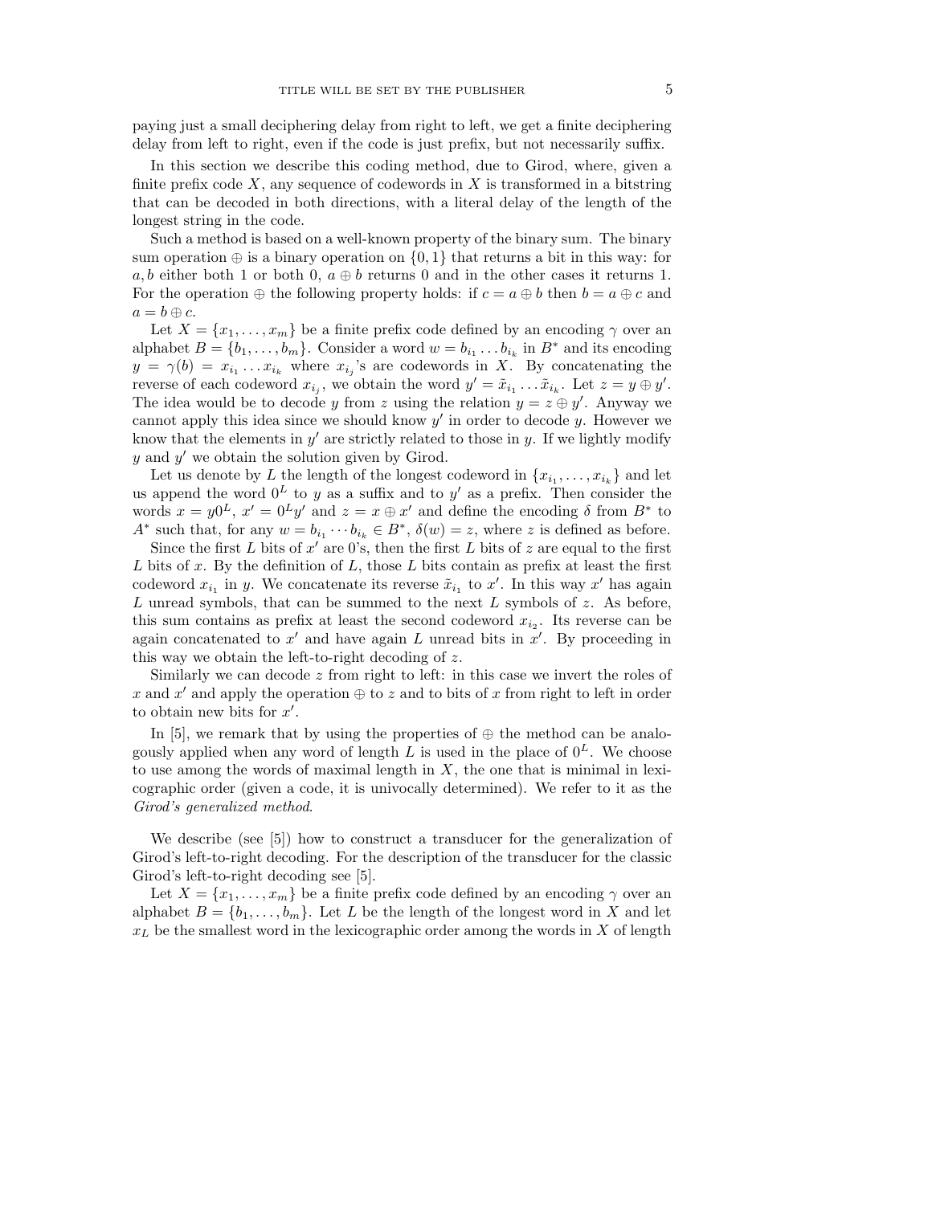paying just a small deciphering delay from right to left, we get a finite deciphering delay from left to right, even if the code is just prefix, but not necessarily suffix.

In this section we describe this coding method, due to Girod, where, given a finite prefix code $X$, any sequence of codewords in $X$ is transformed in a bitstring that can be decoded in both directions, with a literal delay of the length of the longest string in the code.

Such a method is based on a well-known property of the binary sum. The binary sum operation $\oplus$ is a binary operation on $\{0,1\}$ that returns a bit in this way: for $a, b$ either both 1 or both 0, $a \oplus b$ returns 0 and in the other cases it returns 1. For the operation $\oplus$ the following property holds: if $c = a \oplus b$ then $b = a \oplus c$ and $a = b \oplus c$.

Let $X = \{x_1, \ldots, x_m\}$ be a finite prefix code defined by an encoding $\gamma$ over an alphabet $B = \{b_1, \ldots, b_m\}$. Consider a word $w = b_{i_1} \ldots b_{i_k}$ in $B^*$ and its encoding $y = \gamma(b) = x_{i_1} \ldots x_{i_k}$ where $x_{i_j}$'s are codewords in $X$. By concatenating the reverse of each codeword $x_{i_j}$, we obtain the word $y' = \tilde{x}_{i_1} \ldots \tilde{x}_{i_k}$. Let $z = y \oplus y'$. The idea would be to decode $y$ from $z$ using the relation $y = z \oplus y'$. Anyway we cannot apply this idea since we should know $y'$ in order to decode $y$. However we know that the elements in $y'$ are strictly related to those in $y$. If we lightly modify $y$ and $y'$ we obtain the solution given by Girod.

Let us denote by $L$ the length of the longest codeword in $\{x_{i_1}, \ldots, x_{i_k}\}$ and let us append the word $0^L$ to $y$ as a suffix and to $y'$ as a prefix. Then consider the words $x = y0^L$, $x' = 0^L y'$ and $z = x \oplus x'$ and define the encoding $\delta$ from $B^*$ to $A^*$ such that, for any $w = b_{i_1} \cdots b_{i_k} \in B^*$, $\delta(w) = z$, where $z$ is defined as before.

Since the first $L$ bits of $x'$ are 0's, then the first $L$ bits of $z$ are equal to the first $L$ bits of $x$. By the definition of $L$, those $L$ bits contain as prefix at least the first codeword $x_{i_1}$ in $y$. We concatenate its reverse $\tilde{x}_{i_1}$ to $x'$. In this way $x'$ has again $L$ unread symbols, that can be summed to the next $L$ symbols of $z$. As before, this sum contains as prefix at least the second codeword $x_{i_2}$. Its reverse can be again concatenated to $x'$ and have again $L$ unread bits in $x'$. By proceeding in this way we obtain the left-to-right decoding of $z$.

Similarly we can decode $z$ from right to left: in this case we invert the roles of $x$ and $x'$ and apply the operation $\oplus$ to $z$ and to bits of $x$ from right to left in order to obtain new bits for $x'$.

In [5], we remark that by using the properties of $\oplus$ the method can be analogously applied when any word of length $L$ is used in the place of $0^L$. We choose to use among the words of maximal length in $X$, the one that is minimal in lexicographic order (given a code, it is univocally determined). We refer to it as the *Girod's generalized method*.

We describe (see [5]) how to construct a transducer for the generalization of Girod's left-to-right decoding. For the description of the transducer for the classic Girod's left-to-right decoding see [5].

Let $X = \{x_1, \ldots, x_m\}$ be a finite prefix code defined by an encoding $\gamma$ over an alphabet $B = \{b_1, \ldots, b_m\}$. Let $L$ be the length of the longest word in $X$ and let $x_L$ be the smallest word in the lexicographic order among the words in $X$ of length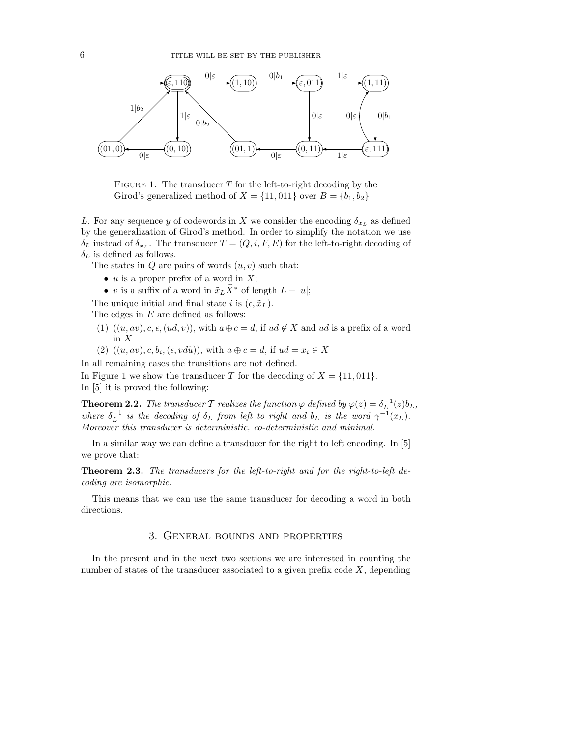FIGURE 1. The transducer $T$ for the left-to-right decoding by the Girod's generalized method of $X = \{11, 011\}$ over $B = \{b_1, b_2\}$

$L$. For any sequence $y$ of codewords in $X$ we consider the encoding $\delta_{x_L}$ as defined by the generalization of Girod's method. In order to simplify the notation we use $\delta_L$ instead of $\delta_{x_L}$. The transducer $T = (Q, i, F, E)$ for the left-to-right decoding of $\delta_L$ is defined as follows.

The states in $Q$ are pairs of words $(u, v)$ such that:

- $u$ is a proper prefix of a word in $X$;
- $v$ is a suffix of a word in $\tilde{x}_L \widetilde{X}^*$ of length $L - |u|$;

The unique initial and final state $i$ is $(\epsilon, \tilde{x}_L)$.

The edges in $E$ are defined as follows:

1. $((u, av), c, \epsilon, (ud, v))$, with $a \oplus c = d$, if $ud \notin X$ and $ud$ is a prefix of a word in $X$
2. $((u, av), c, b_i, (\epsilon, vd\tilde{u}))$, with $a \oplus c = d$, if $ud = x_i \in X$

In all remaining cases the transitions are not defined.

In Figure 1 we show the transducer $T$ for the decoding of $X = \{11, 011\}$.

In [5] it is proved the following:

**Theorem 2.2.** *The transducer $\mathcal{T}$ realizes the function $\varphi$ defined by $\varphi(z) = \delta_L^{-1}(z)b_L$, where $\delta_L^{-1}$ is the decoding of $\delta_L$ from left to right and $b_L$ is the word $\gamma^{-1}(x_L)$. Moreover this transducer is deterministic, co-deterministic and minimal.*

In a similar way we can define a transducer for the right to left encoding. In [5] we prove that:

**Theorem 2.3.** *The transducers for the left-to-right and for the right-to-left decoding are isomorphic.*

This means that we can use the same transducer for decoding a word in both directions.

## 3. General bounds and properties

In the present and in the next two sections we are interested in counting the number of states of the transducer associated to a given prefix code $X$, depending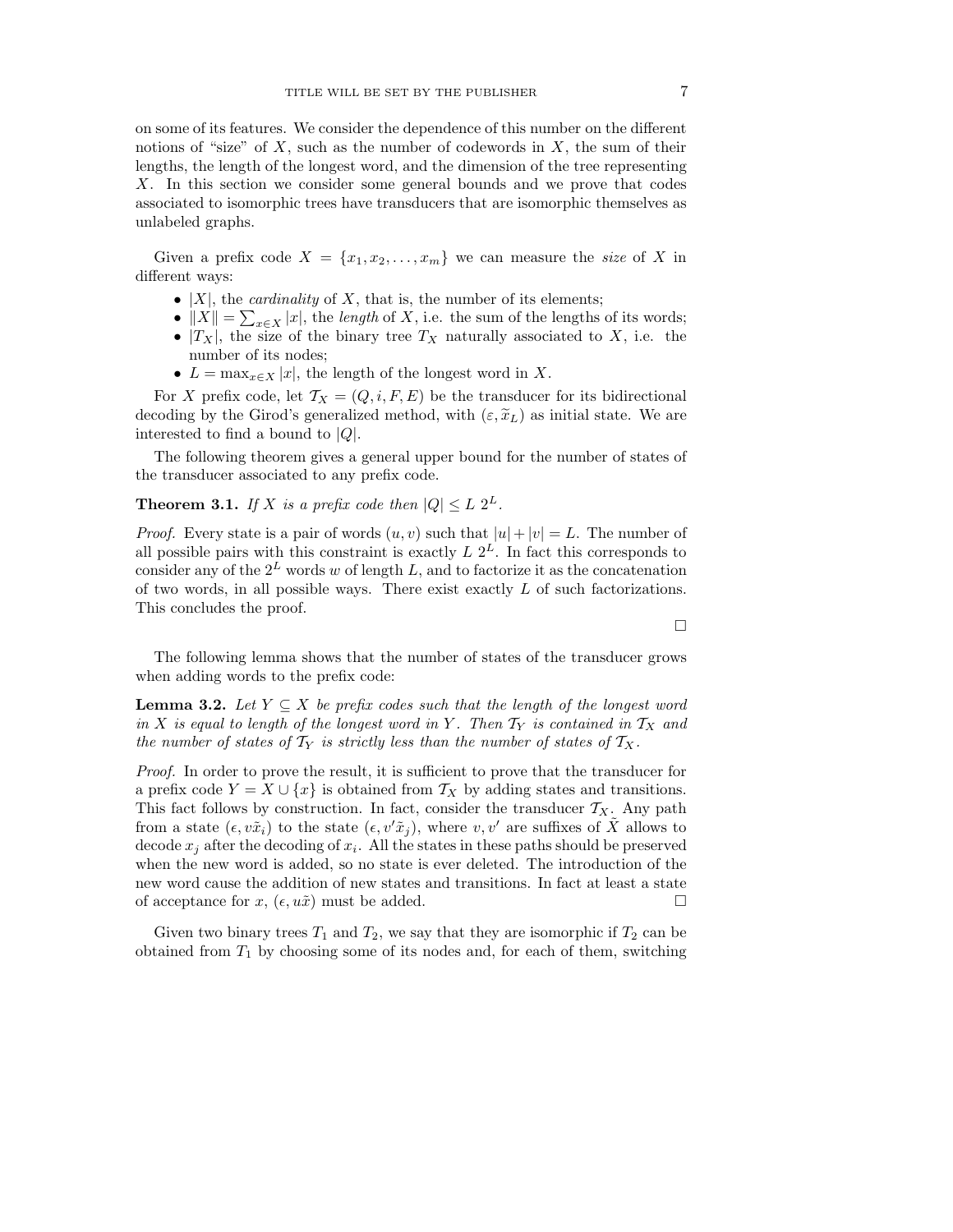on some of its features. We consider the dependence of this number on the different notions of "size" of $X$, such as the number of codewords in $X$, the sum of their lengths, the length of the longest word, and the dimension of the tree representing $X$. In this section we consider some general bounds and we prove that codes associated to isomorphic trees have transducers that are isomorphic themselves as unlabeled graphs.

Given a prefix code $X = \{x_1, x_2, \ldots, x_m\}$ we can measure the *size* of $X$ in different ways:

- $|X|$, the *cardinality* of $X$, that is, the number of its elements;
- $\|X\| = \sum_{x \in X} |x|$, the *length* of $X$, i.e. the sum of the lengths of its words;
- $|T_X|$, the size of the binary tree $T_X$ naturally associated to $X$, i.e. the number of its nodes;
- $L = \max_{x \in X} |x|$, the length of the longest word in $X$.

For $X$ prefix code, let $\mathcal{T}_X = (Q, i, F, E)$ be the transducer for its bidirectional decoding by the Girod's generalized method, with $(\varepsilon, \widetilde{x}_L)$ as initial state. We are interested to find a bound to $|Q|$.

The following theorem gives a general upper bound for the number of states of the transducer associated to any prefix code.

**Theorem 3.1.** *If $X$ is a prefix code then $|Q| \leq L\ 2^L$.*

*Proof.* Every state is a pair of words $(u, v)$ such that $|u| + |v| = L$. The number of all possible pairs with this constraint is exactly $L\ 2^L$. In fact this corresponds to consider any of the $2^L$ words $w$ of length $L$, and to factorize it as the concatenation of two words, in all possible ways. There exist exactly $L$ of such factorizations. This concludes the proof.

□

The following lemma shows that the number of states of the transducer grows when adding words to the prefix code:

**Lemma 3.2.** *Let $Y \subseteq X$ be prefix codes such that the length of the longest word in $X$ is equal to length of the longest word in $Y$. Then $\mathcal{T}_Y$ is contained in $\mathcal{T}_X$ and the number of states of $\mathcal{T}_Y$ is strictly less than the number of states of $\mathcal{T}_X$.*

*Proof.* In order to prove the result, it is sufficient to prove that the transducer for a prefix code $Y = X \cup \{x\}$ is obtained from $\mathcal{T}_X$ by adding states and transitions. This fact follows by construction. In fact, consider the transducer $\mathcal{T}_X$. Any path from a state $(\epsilon, v\tilde{x}_i)$ to the state $(\epsilon, v'\tilde{x}_j)$, where $v, v'$ are suffixes of $\tilde{X}$ allows to decode $x_j$ after the decoding of $x_i$. All the states in these paths should be preserved when the new word is added, so no state is ever deleted. The introduction of the new word cause the addition of new states and transitions. In fact at least a state of acceptance for $x$, $(\epsilon, u\tilde{x})$ must be added. □

Given two binary trees $T_1$ and $T_2$, we say that they are isomorphic if $T_2$ can be obtained from $T_1$ by choosing some of its nodes and, for each of them, switching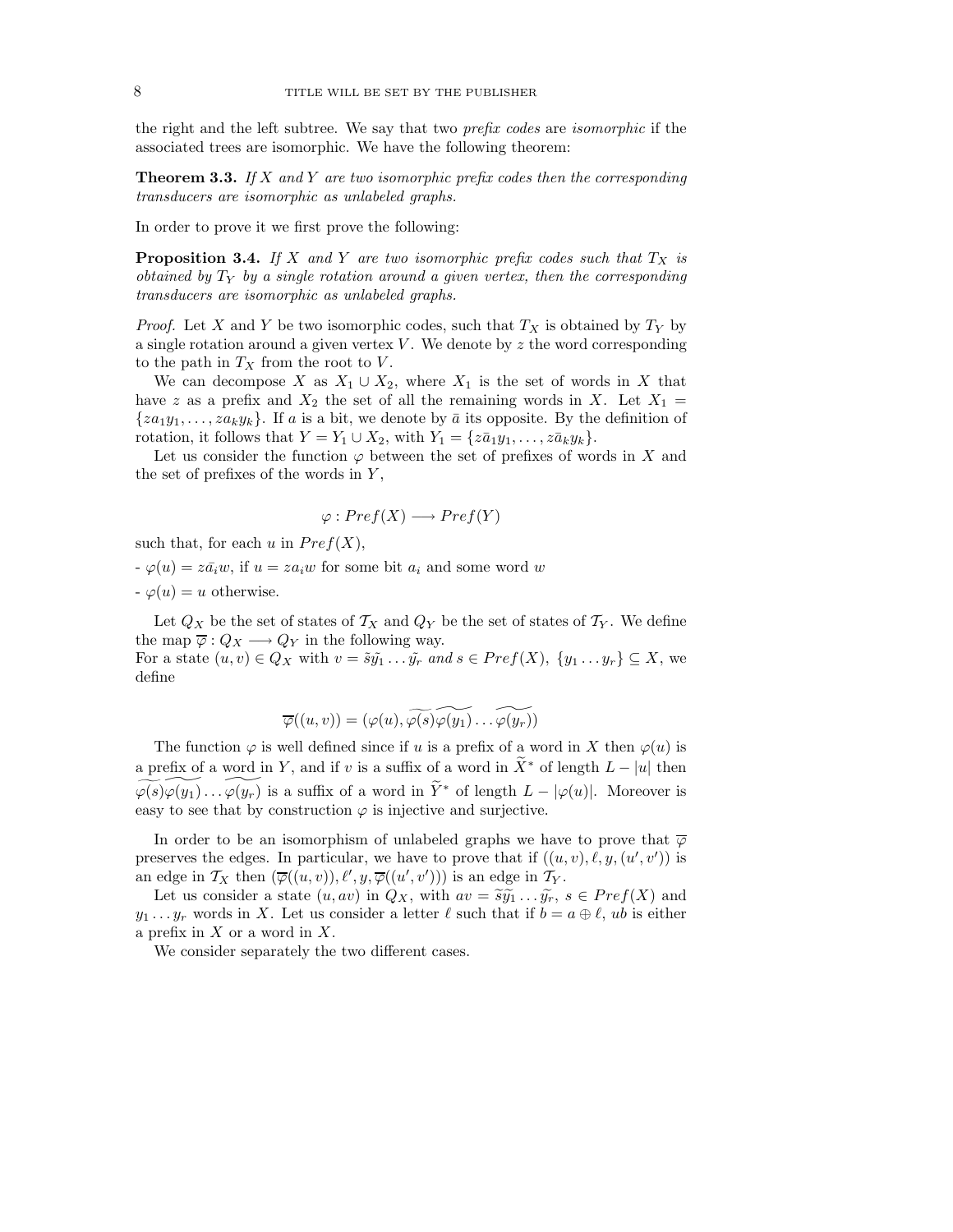the right and the left subtree. We say that two *prefix codes* are *isomorphic* if the associated trees are isomorphic. We have the following theorem:

**Theorem 3.3.** *If $X$ and $Y$ are two isomorphic prefix codes then the corresponding transducers are isomorphic as unlabeled graphs.*

In order to prove it we first prove the following:

**Proposition 3.4.** *If $X$ and $Y$ are two isomorphic prefix codes such that $T_X$ is obtained by $T_Y$ by a single rotation around a given vertex, then the corresponding transducers are isomorphic as unlabeled graphs.*

*Proof.* Let $X$ and $Y$ be two isomorphic codes, such that $T_X$ is obtained by $T_Y$ by a single rotation around a given vertex $V$. We denote by $z$ the word corresponding to the path in $T_X$ from the root to $V$.

We can decompose $X$ as $X_1 \cup X_2$, where $X_1$ is the set of words in $X$ that have $z$ as a prefix and $X_2$ the set of all the remaining words in $X$. Let $X_1 = \{za_1y_1, \ldots, za_ky_k\}$. If $a$ is a bit, we denote by $\bar{a}$ its opposite. By the definition of rotation, it follows that $Y = Y_1 \cup X_2$, with $Y_1 = \{z\bar{a}_1y_1, \ldots, z\bar{a}_ky_k\}$.

Let us consider the function $\varphi$ between the set of prefixes of words in $X$ and the set of prefixes of the words in $Y$,

$$\varphi : Pref(X) \longrightarrow Pref(Y)$$

such that, for each $u$ in $Pref(X)$,

- $\varphi(u) = z\bar{a}_iw$, if $u = za_iw$ for some bit $a_i$ and some word $w$
- $\varphi(u) = u$ otherwise.

Let $Q_X$ be the set of states of $\mathcal{T}_X$ and $Q_Y$ be the set of states of $\mathcal{T}_Y$. We define the map $\overline{\varphi} : Q_X \longrightarrow Q_Y$ in the following way.
For a state $(u, v) \in Q_X$ with $v = \tilde{s}\tilde{y_1} \ldots \tilde{y_r}$ *and* $s \in Pref(X)$, $\{y_1 \ldots y_r\} \subseteq X$, we define

$$\overline{\varphi}((u, v)) = (\varphi(u), \widetilde{\varphi(s)}\widetilde{\varphi(y_1)} \ldots \widetilde{\varphi(y_r)})$$

The function $\varphi$ is well defined since if $u$ is a prefix of a word in $X$ then $\varphi(u)$ is a prefix of a word in $Y$, and if $v$ is a suffix of a word in $\widetilde{X}^*$ of length $L - |u|$ then $\widetilde{\varphi(s)}\widetilde{\varphi(y_1)} \ldots \widetilde{\varphi(y_r)}$ is a suffix of a word in $\widetilde{Y}^*$ of length $L - |\varphi(u)|$. Moreover is easy to see that by construction $\varphi$ is injective and surjective.

In order to be an isomorphism of unlabeled graphs we have to prove that $\overline{\varphi}$ preserves the edges. In particular, we have to prove that if $((u, v), \ell, y, (u', v'))$ is an edge in $\mathcal{T}_X$ then $(\overline{\varphi}((u, v)), \ell', y, \overline{\varphi}((u', v')))$ is an edge in $\mathcal{T}_Y$.

Let us consider a state $(u, av)$ in $Q_X$, with $av = \widetilde{s}\widetilde{y_1} \ldots \widetilde{y_r}$, $s \in Pref(X)$ and $y_1 \ldots y_r$ words in $X$. Let us consider a letter $\ell$ such that if $b = a \oplus \ell$, $ub$ is either a prefix in $X$ or a word in $X$.

We consider separately the two different cases.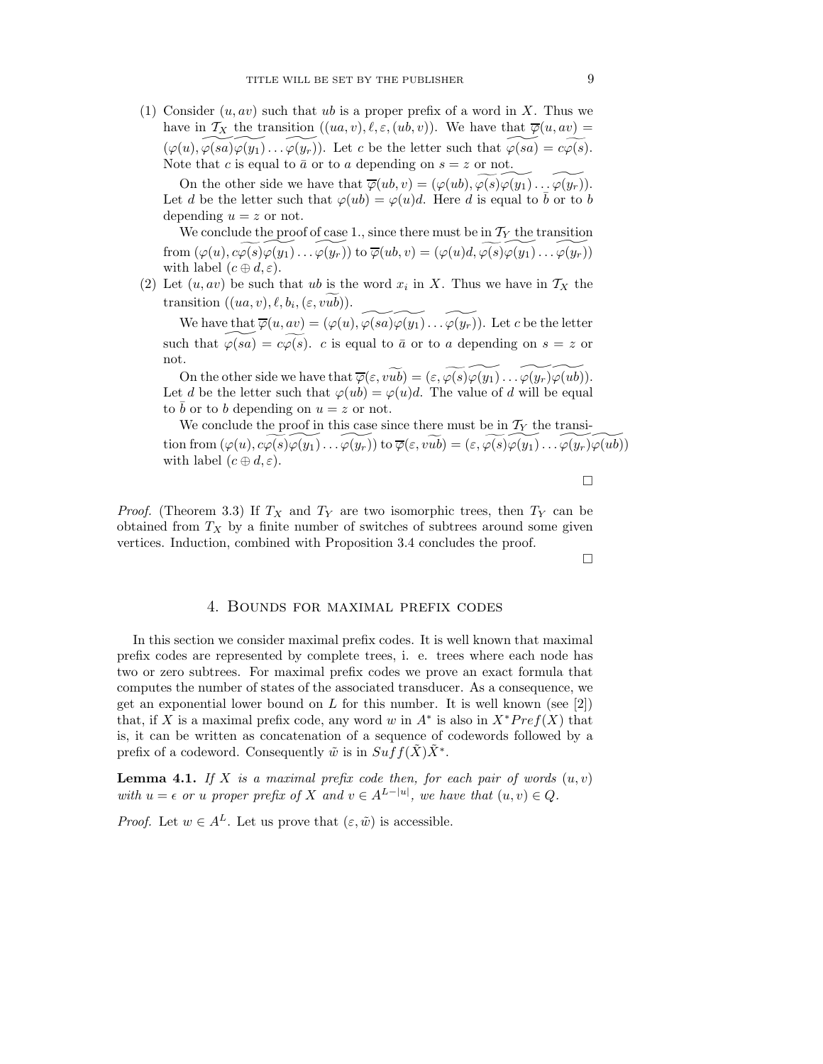(1) Consider $(u, av)$ such that $ub$ is a proper prefix of a word in $X$. Thus we have in $\mathcal{T}_X$ the transition $((ua, v), \ell, \varepsilon, (ub, v))$. We have that $\overline{\varphi}(u, av) = (\varphi(u), \widetilde{\varphi(sa)}\widetilde{\varphi(y_1)} \ldots \widetilde{\varphi(y_r)})$. Let $c$ be the letter such that $\widetilde{\varphi(sa)} = c\widetilde{\varphi(s)}$. Note that $c$ is equal to $\bar{a}$ or to $a$ depending on $s = z$ or not.

   On the other side we have that $\overline{\varphi}(ub, v) = (\varphi(ub), \widetilde{\varphi(s)}\widetilde{\varphi(y_1)} \ldots \widetilde{\varphi(y_r)})$. Let $d$ be the letter such that $\varphi(ub) = \varphi(u)d$. Here $d$ is equal to $\bar{b}$ or to $b$ depending $u = z$ or not.

   We conclude the proof of case 1., since there must be in $\mathcal{T}_Y$ the transition from $(\varphi(u), c\widetilde{\varphi(s)}\widetilde{\varphi(y_1)} \ldots \widetilde{\varphi(y_r)})$ to $\overline{\varphi}(ub, v) = (\varphi(u)d, \widetilde{\varphi(s)}\widetilde{\varphi(y_1)} \ldots \widetilde{\varphi(y_r)})$ with label $(c \oplus d, \varepsilon)$.

(2) Let $(u, av)$ be such that $ub$ is the word $x_i$ in $X$. Thus we have in $\mathcal{T}_X$ the transition $((ua, v), \ell, b_i, (\varepsilon, v\widetilde{ub}))$.

   We have that $\overline{\varphi}(u, av) = (\varphi(u), \widetilde{\varphi(sa)}\widetilde{\varphi(y_1)} \ldots \widetilde{\varphi(y_r)})$. Let $c$ be the letter such that $\widetilde{\varphi(sa)} = c\widetilde{\varphi(s)}$. $c$ is equal to $\bar{a}$ or to $a$ depending on $s = z$ or not.

   On the other side we have that $\overline{\varphi}(\varepsilon, v\widetilde{ub}) = (\varepsilon, \widetilde{\varphi(s)}\widetilde{\varphi(y_1)} \ldots \widetilde{\varphi(y_r)}\widetilde{\varphi(ub)})$. Let $d$ be the letter such that $\varphi(ub) = \varphi(u)d$. The value of $d$ will be equal to $\bar{b}$ or to $b$ depending on $u = z$ or not.

   We conclude the proof in this case since there must be in $\mathcal{T}_Y$ the transition from $(\varphi(u), c\widetilde{\varphi(s)}\widetilde{\varphi(y_1)} \ldots \widetilde{\varphi(y_r)})$ to $\overline{\varphi}(\varepsilon, v\widetilde{ub}) = (\varepsilon, \widetilde{\varphi(s)}\widetilde{\varphi(y_1)} \ldots \widetilde{\varphi(y_r)}\widetilde{\varphi(ub)})$ with label $(c \oplus d, \varepsilon)$.

□

*Proof.* (Theorem 3.3) If $T_X$ and $T_Y$ are two isomorphic trees, then $T_Y$ can be obtained from $T_X$ by a finite number of switches of subtrees around some given vertices. Induction, combined with Proposition 3.4 concludes the proof.

□

## 4. Bounds for maximal prefix codes

In this section we consider maximal prefix codes. It is well known that maximal prefix codes are represented by complete trees, i. e. trees where each node has two or zero subtrees. For maximal prefix codes we prove an exact formula that computes the number of states of the associated transducer. As a consequence, we get an exponential lower bound on $L$ for this number. It is well known (see [2]) that, if $X$ is a maximal prefix code, any word $w$ in $A^*$ is also in $X^*Pref(X)$ that is, it can be written as concatenation of a sequence of codewords followed by a prefix of a codeword. Consequently $\tilde{w}$ is in $Suff(\tilde{X})\tilde{X}^*$.

**Lemma 4.1.** *If $X$ is a maximal prefix code then, for each pair of words $(u, v)$ with $u = \epsilon$ or $u$ proper prefix of $X$ and $v \in A^{L-|u|}$, we have that $(u, v) \in Q$.*

*Proof.* Let $w \in A^L$. Let us prove that $(\varepsilon, \tilde{w})$ is accessible.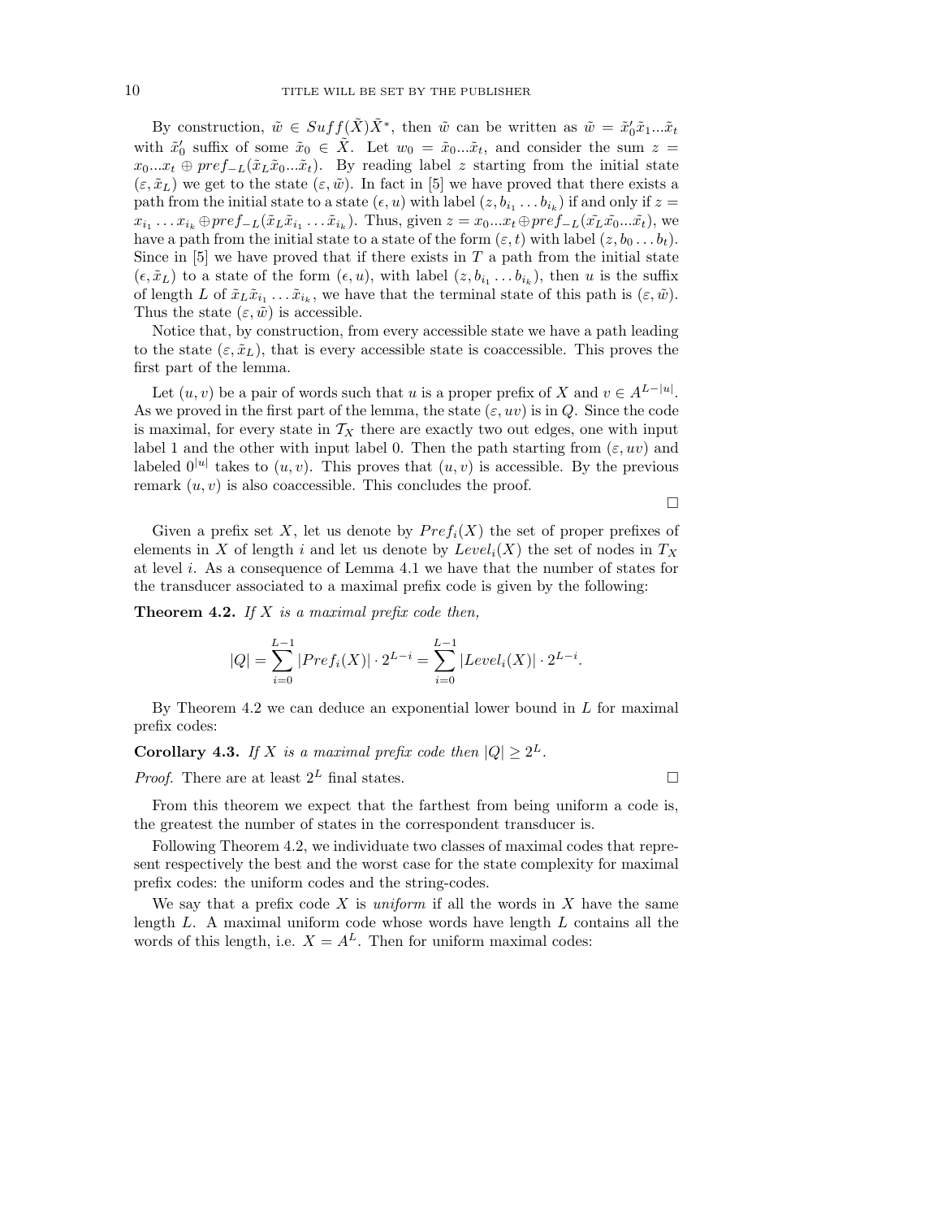By construction, $\tilde{w} \in Suff(\tilde{X})\tilde{X}^*$, then $\tilde{w}$ can be written as $\tilde{w} = \tilde{x}_0'\tilde{x}_1...\tilde{x}_t$ with $\tilde{x}_0'$ suffix of some $\tilde{x}_0 \in \tilde{X}$. Let $w_0 = \tilde{x}_0...\tilde{x}_t$, and consider the sum $z = x_0...x_t \oplus pref_{-L}(\tilde{x}_L\tilde{x}_0...\tilde{x}_t)$. By reading label $z$ starting from the initial state $(\varepsilon, \tilde{x}_L)$ we get to the state $(\varepsilon, \tilde{w})$. In fact in [5] we have proved that there exists a path from the initial state to a state $(\epsilon, u)$ with label $(z, b_{i_1} \dots b_{i_k})$ if and only if $z = x_{i_1} \dots x_{i_k} \oplus pref_{-L}(\tilde{x}_L\tilde{x}_{i_1} \dots \tilde{x}_{i_k})$. Thus, given $z = x_0...x_t \oplus pref_{-L}(\tilde{x_L}\tilde{x_0}...\tilde{x_t})$, we have a path from the initial state to a state of the form $(\varepsilon, t)$ with label $(z, b_0 \dots b_t)$. Since in [5] we have proved that if there exists in $T$ a path from the initial state $(\epsilon, \tilde{x}_L)$ to a state of the form $(\epsilon, u)$, with label $(z, b_{i_1} \dots b_{i_k})$, then $u$ is the suffix of length $L$ of $\tilde{x}_L\tilde{x}_{i_1} \dots \tilde{x}_{i_k}$, we have that the terminal state of this path is $(\varepsilon, \tilde{w})$. Thus the state $(\varepsilon, \tilde{w})$ is accessible.

Notice that, by construction, from every accessible state we have a path leading to the state $(\varepsilon, \tilde{x}_L)$, that is every accessible state is coaccessible. This proves the first part of the lemma.

Let $(u, v)$ be a pair of words such that $u$ is a proper prefix of $X$ and $v \in A^{L-|u|}$. As we proved in the first part of the lemma, the state $(\varepsilon, uv)$ is in $Q$. Since the code is maximal, for every state in $\mathcal{T}_X$ there are exactly two out edges, one with input label 1 and the other with input label 0. Then the path starting from $(\varepsilon, uv)$ and labeled $0^{|u|}$ takes to $(u, v)$. This proves that $(u, v)$ is accessible. By the previous remark $(u, v)$ is also coaccessible. This concludes the proof.

□

Given a prefix set $X$, let us denote by $Pref_i(X)$ the set of proper prefixes of elements in $X$ of length $i$ and let us denote by $Level_i(X)$ the set of nodes in $T_X$ at level $i$. As a consequence of Lemma 4.1 we have that the number of states for the transducer associated to a maximal prefix code is given by the following:

**Theorem 4.2.** *If $X$ is a maximal prefix code then,*

$$|Q| = \sum_{i=0}^{L-1} |Pref_i(X)| \cdot 2^{L-i} = \sum_{i=0}^{L-1} |Level_i(X)| \cdot 2^{L-i}.$$

By Theorem 4.2 we can deduce an exponential lower bound in $L$ for maximal prefix codes:

**Corollary 4.3.** *If $X$ is a maximal prefix code then $|Q| \geq 2^L$.*

*Proof.* There are at least $2^L$ final states. □

From this theorem we expect that the farthest from being uniform a code is, the greatest the number of states in the correspondent transducer is.

Following Theorem 4.2, we individuate two classes of maximal codes that represent respectively the best and the worst case for the state complexity for maximal prefix codes: the uniform codes and the string-codes.

We say that a prefix code $X$ is *uniform* if all the words in $X$ have the same length $L$. A maximal uniform code whose words have length $L$ contains all the words of this length, i.e. $X = A^L$. Then for uniform maximal codes: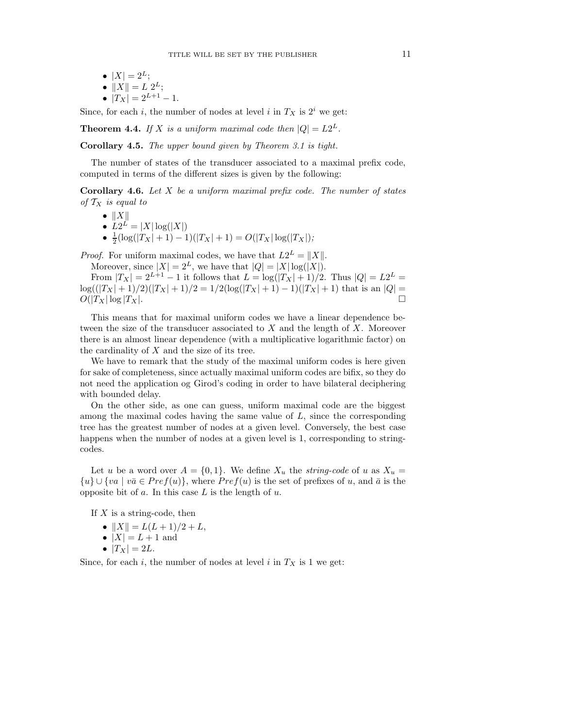- $|X| = 2^L$;
- $\|X\| = L\ 2^L$;
- $|T_X| = 2^{L+1} - 1$.

Since, for each $i$, the number of nodes at level $i$ in $T_X$ is $2^i$ we get:

**Theorem 4.4.** *If $X$ is a uniform maximal code then $|Q| = L2^L$.*

**Corollary 4.5.** *The upper bound given by Theorem 3.1 is tight.*

The number of states of the transducer associated to a maximal prefix code, computed in terms of the different sizes is given by the following:

**Corollary 4.6.** *Let $X$ be a uniform maximal prefix code. The number of states of $\mathcal{T}_X$ is equal to*

- $\|X\|$
- $L2^L = |X| \log(|X|)$
- $\frac{1}{2}(\log(|T_X| + 1) - 1)(|T_X| + 1) = O(|T_X| \log(|T_X|)$;

*Proof.* For uniform maximal codes, we have that $L2^L = \|X\|$.

Moreover, since $|X| = 2^L$, we have that $|Q| = |X| \log(|X|)$.

From $|T_X| = 2^{L+1} - 1$ it follows that $L = \log(|T_X| + 1)/2$. Thus $|Q| = L2^L = \log((|T_X| + 1)/2)(|T_X| + 1)/2 = 1/2(\log(|T_X| + 1) - 1)(|T_X| + 1)$ that is an $|Q| = O(|T_X| \log |T_X|$. □

This means that for maximal uniform codes we have a linear dependence between the size of the transducer associated to $X$ and the length of $X$. Moreover there is an almost linear dependence (with a multiplicative logarithmic factor) on the cardinality of $X$ and the size of its tree.

We have to remark that the study of the maximal uniform codes is here given for sake of completeness, since actually maximal uniform codes are bifix, so they do not need the application og Girod's coding in order to have bilateral deciphering with bounded delay.

On the other side, as one can guess, uniform maximal code are the biggest among the maximal codes having the same value of $L$, since the corresponding tree has the greatest number of nodes at a given level. Conversely, the best case happens when the number of nodes at a given level is 1, corresponding to string-codes.

Let $u$ be a word over $A = \{0, 1\}$. We define $X_u$ the *string-code* of $u$ as $X_u = \{u\} \cup \{va \mid v\bar{a} \in Pref(u)\}$, where $Pref(u)$ is the set of prefixes of $u$, and $\bar{a}$ is the opposite bit of $a$. In this case $L$ is the length of $u$.

If $X$ is a string-code, then

- $\|X\| = L(L+1)/2 + L$,
- $|X| = L + 1$ and
- $|T_X| = 2L$.

Since, for each $i$, the number of nodes at level $i$ in $T_X$ is 1 we get: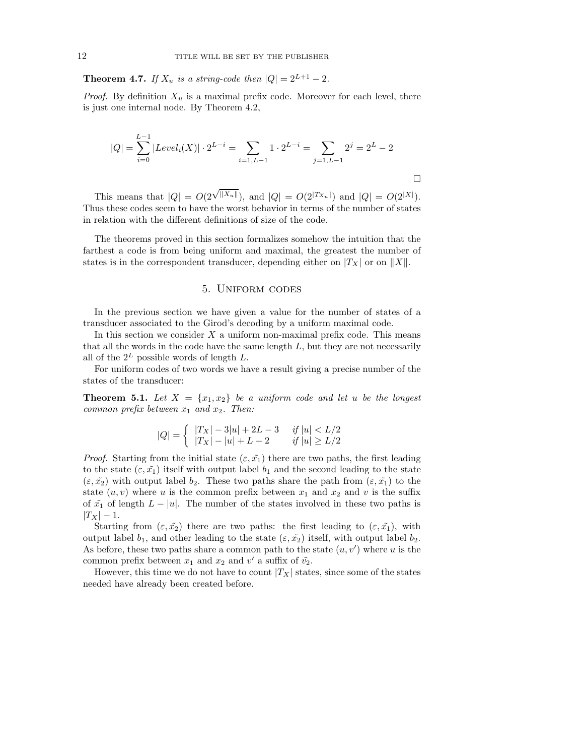**Theorem 4.7.** *If $X_u$ is a string-code then $|Q| = 2^{L+1} - 2$.*

*Proof.* By definition $X_u$ is a maximal prefix code. Moreover for each level, there is just one internal node. By Theorem 4.2,

$$|Q| = \sum_{i=0}^{L-1} |Level_i(X)| \cdot 2^{L-i} = \sum_{i=1,L-1} 1 \cdot 2^{L-i} = \sum_{j=1,L-1} 2^j = 2^L - 2$$

□

This means that $|Q| = O(2^{\sqrt{\|X_u\|}})$, and $|Q| = O(2^{|T_{X_u}|})$ and $|Q| = O(2^{|X|})$. Thus these codes seem to have the worst behavior in terms of the number of states in relation with the different definitions of size of the code.

The theorems proved in this section formalizes somehow the intuition that the farthest a code is from being uniform and maximal, the greatest the number of states is in the correspondent transducer, depending either on $|T_X|$ or on $\|X\|$.

## 5. Uniform codes

In the previous section we have given a value for the number of states of a transducer associated to the Girod's decoding by a uniform maximal code.

In this section we consider $X$ a uniform non-maximal prefix code. This means that all the words in the code have the same length $L$, but they are not necessarily all of the $2^L$ possible words of length $L$.

For uniform codes of two words we have a result giving a precise number of the states of the transducer:

**Theorem 5.1.** *Let $X = \{x_1, x_2\}$ be a uniform code and let $u$ be the longest common prefix between $x_1$ and $x_2$. Then:*

$$|Q| = \begin{cases} |T_X| - 3|u| + 2L - 3 & \text{if } |u| < L/2 \\ |T_X| - |u| + L - 2 & \text{if } |u| \geq L/2 \end{cases}$$

*Proof.* Starting from the initial state $(\varepsilon, \tilde{x_1})$ there are two paths, the first leading to the state $(\varepsilon, \tilde{x_1})$ itself with output label $b_1$ and the second leading to the state $(\varepsilon, \tilde{x_2})$ with output label $b_2$. These two paths share the path from $(\varepsilon, \tilde{x_1})$ to the state $(u, v)$ where $u$ is the common prefix between $x_1$ and $x_2$ and $v$ is the suffix of $\tilde{x_1}$ of length $L - |u|$. The number of the states involved in these two paths is $|T_X| - 1$.

Starting from $(\varepsilon, \tilde{x_2})$ there are two paths: the first leading to $(\varepsilon, \tilde{x_1})$, with output label $b_1$, and other leading to the state $(\varepsilon, \tilde{x_2})$ itself, with output label $b_2$. As before, these two paths share a common path to the state $(u, v')$ where $u$ is the common prefix between $x_1$ and $x_2$ and $v'$ a suffix of $\tilde{v_2}$.

However, this time we do not have to count $|T_X|$ states, since some of the states needed have already been created before.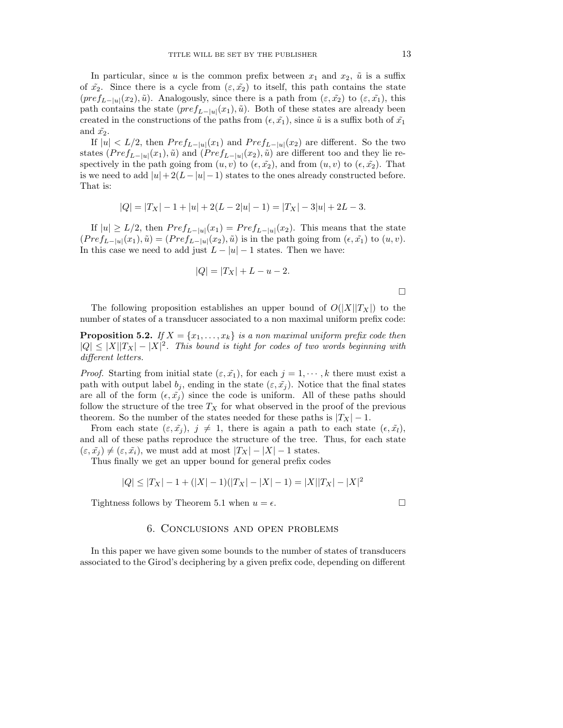In particular, since $u$ is the common prefix between $x_1$ and $x_2$, $\tilde{u}$ is a suffix of $\tilde{x_2}$. Since there is a cycle from $(\varepsilon, \tilde{x_2})$ to itself, this path contains the state $(pref_{L-|u|}(x_2), \tilde{u})$. Analogously, since there is a path from $(\varepsilon, \tilde{x_2})$ to $(\varepsilon, \tilde{x_1})$, this path contains the state $(pref_{L-|u|}(x_1), \tilde{u})$. Both of these states are already been created in the constructions of the paths from $(\epsilon, \tilde{x_1})$, since $\tilde{u}$ is a suffix both of $\tilde{x_1}$ and $\tilde{x_2}$.

If $|u| < L/2$, then $Pref_{L-|u|}(x_1)$ and $Pref_{L-|u|}(x_2)$ are different. So the two states $(Pref_{L-|u|}(x_1), \tilde{u})$ and $(Pref_{L-|u|}(x_2), \tilde{u})$ are different too and they lie respectively in the path going from $(u, v)$ to $(\epsilon, \tilde{x_2})$, and from $(u, v)$ to $(\epsilon, \tilde{x_2})$. That is we need to add $|u| + 2(L - |u| - 1)$ states to the ones already constructed before. That is:

$$|Q| = |T_X| - 1 + |u| + 2(L - 2|u| - 1) = |T_X| - 3|u| + 2L - 3.$$

If $|u| \geq L/2$, then $Pref_{L-|u|}(x_1) = Pref_{L-|u|}(x_2)$. This means that the state $(Pref_{L-|u|}(x_1), \tilde{u}) = (Pref_{L-|u|}(x_2), \tilde{u})$ is in the path going from $(\epsilon, \tilde{x_1})$ to $(u, v)$. In this case we need to add just $L - |u| - 1$ states. Then we have:

$$|Q| = |T_X| + L - u - 2.$$

□

The following proposition establishes an upper bound of $O(|X||T_X|)$ to the number of states of a transducer associated to a non maximal uniform prefix code:

**Proposition 5.2.** *If $X = \{x_1, \ldots, x_k\}$ is a non maximal uniform prefix code then $|Q| \leq |X||T_X| - |X|^2$. This bound is tight for codes of two words beginning with different letters.*

*Proof.* Starting from initial state $(\varepsilon, \tilde{x_1})$, for each $j = 1, \cdots, k$ there must exist a path with output label $b_j$, ending in the state $(\varepsilon, \tilde{x_j})$. Notice that the final states are all of the form $(\epsilon, \tilde{x_j})$ since the code is uniform. All of these paths should follow the structure of the tree $T_X$ for what observed in the proof of the previous theorem. So the number of the states needed for these paths is $|T_X| - 1$.

From each state $(\varepsilon, \tilde{x_j})$, $j \neq 1$, there is again a path to each state $(\epsilon, \tilde{x_l})$, and all of these paths reproduce the structure of the tree. Thus, for each state $(\varepsilon, \tilde{x_j}) \neq (\varepsilon, \tilde{x_i})$, we must add at most $|T_X| - |X| - 1$ states.

Thus finally we get an upper bound for general prefix codes

$$|Q| \leq |T_X| - 1 + (|X| - 1)(|T_X| - |X| - 1) = |X||T_X| - |X|^2$$

Tightness follows by Theorem 5.1 when $u = \epsilon$. □

# 6. Conclusions and open problems

In this paper we have given some bounds to the number of states of transducers associated to the Girod's deciphering by a given prefix code, depending on different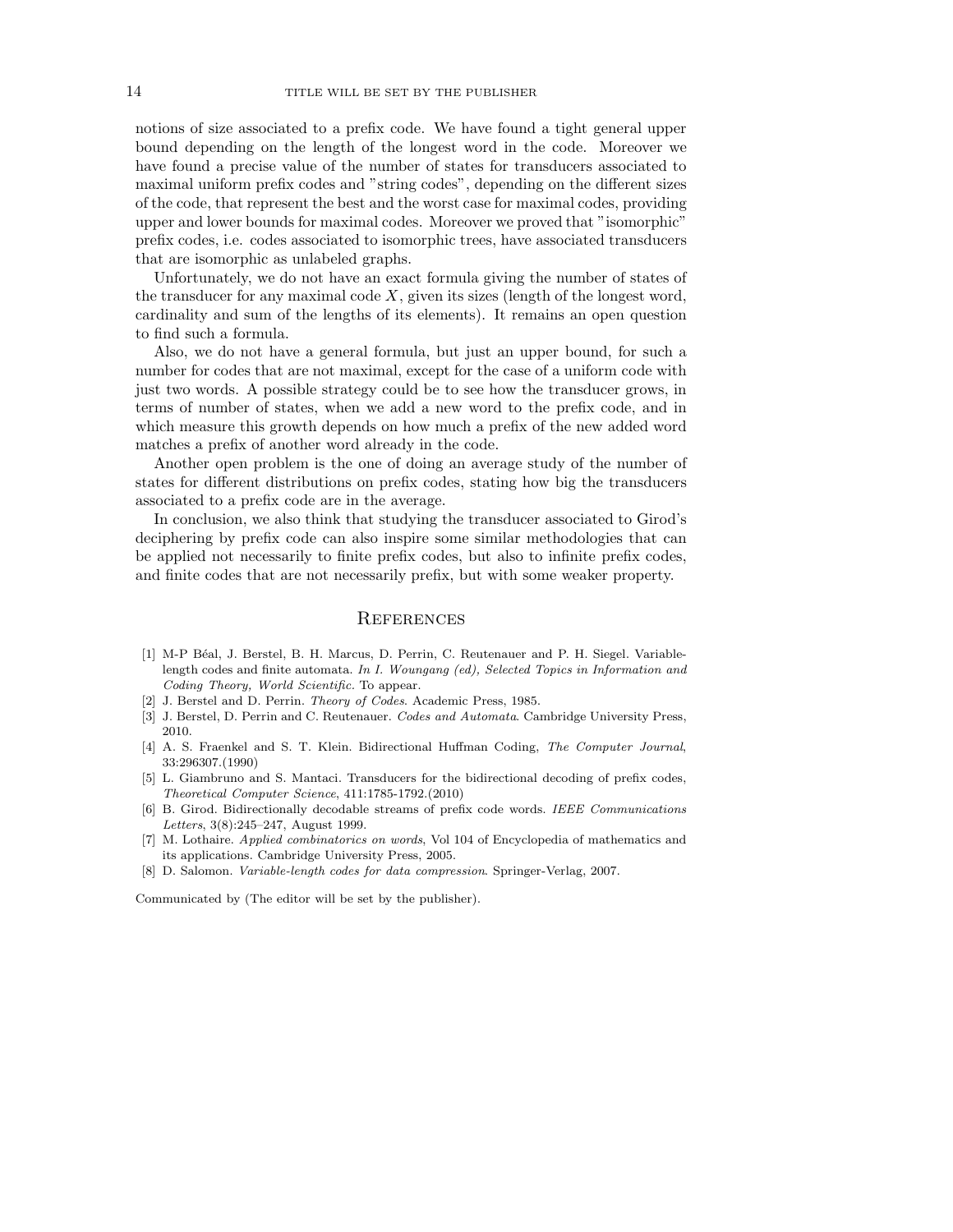notions of size associated to a prefix code. We have found a tight general upper bound depending on the length of the longest word in the code. Moreover we have found a precise value of the number of states for transducers associated to maximal uniform prefix codes and "string codes", depending on the different sizes of the code, that represent the best and the worst case for maximal codes, providing upper and lower bounds for maximal codes. Moreover we proved that "isomorphic" prefix codes, i.e. codes associated to isomorphic trees, have associated transducers that are isomorphic as unlabeled graphs.

Unfortunately, we do not have an exact formula giving the number of states of the transducer for any maximal code $X$, given its sizes (length of the longest word, cardinality and sum of the lengths of its elements). It remains an open question to find such a formula.

Also, we do not have a general formula, but just an upper bound, for such a number for codes that are not maximal, except for the case of a uniform code with just two words. A possible strategy could be to see how the transducer grows, in terms of number of states, when we add a new word to the prefix code, and in which measure this growth depends on how much a prefix of the new added word matches a prefix of another word already in the code.

Another open problem is the one of doing an average study of the number of states for different distributions on prefix codes, stating how big the transducers associated to a prefix code are in the average.

In conclusion, we also think that studying the transducer associated to Girod's deciphering by prefix code can also inspire some similar methodologies that can be applied not necessarily to finite prefix codes, but also to infinite prefix codes, and finite codes that are not necessarily prefix, but with some weaker property.

## References

[1] M-P Béal, J. Berstel, B. H. Marcus, D. Perrin, C. Reutenauer and P. H. Siegel. Variable-length codes and finite automata. *In I. Woungang (ed), Selected Topics in Information and Coding Theory, World Scientific.* To appear.

[2] J. Berstel and D. Perrin. *Theory of Codes*. Academic Press, 1985.

[3] J. Berstel, D. Perrin and C. Reutenauer. *Codes and Automata*. Cambridge University Press, 2010.

[4] A. S. Fraenkel and S. T. Klein. Bidirectional Huffman Coding, *The Computer Journal*, 33:296307.(1990)

[5] L. Giambruno and S. Mantaci. Transducers for the bidirectional decoding of prefix codes, *Theoretical Computer Science*, 411:1785-1792.(2010)

[6] B. Girod. Bidirectionally decodable streams of prefix code words. *IEEE Communications Letters*, 3(8):245–247, August 1999.

[7] M. Lothaire. *Applied combinatorics on words*, Vol 104 of Encyclopedia of mathematics and its applications. Cambridge University Press, 2005.

[8] D. Salomon. *Variable-length codes for data compression*. Springer-Verlag, 2007.

Communicated by (The editor will be set by the publisher).